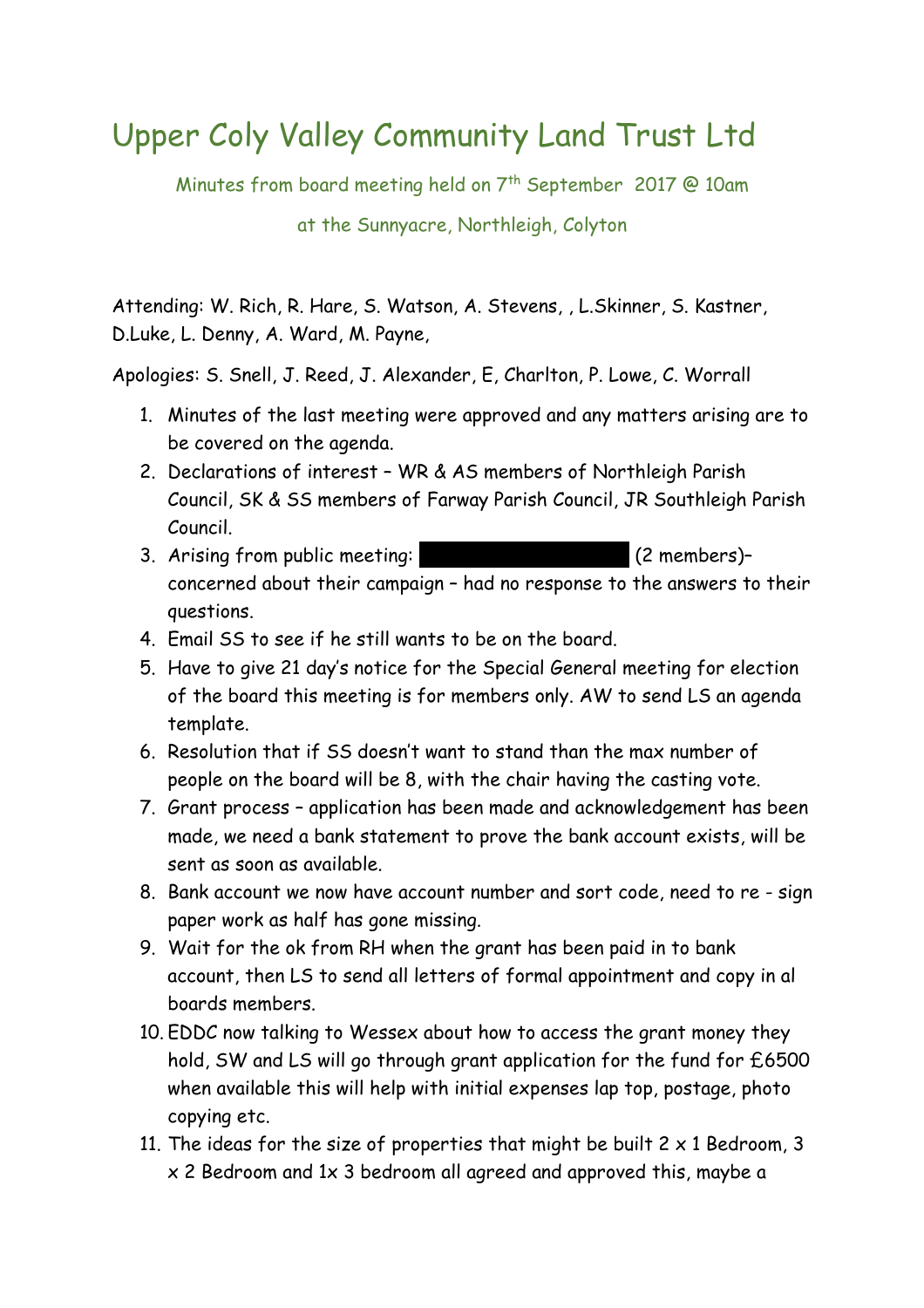# Upper Coly Valley Community Land Trust Ltd

Minutes from board meeting held on 7th September 2017 @ 10am

at the Sunnyacre, Northleigh, Colyton

Attending: W. Rich, R. Hare, S. Watson, A. Stevens, , L.Skinner, S. Kastner, D.Luke, L. Denny, A. Ward, M. Payne,

Apologies: S. Snell, J. Reed, J. Alexander, E, Charlton, P. Lowe, C. Worrall

1. Minutes of the last meeting were approved and any matters arising are to be covered on the agenda.
2. Declarations of interest – WR & AS members of Northleigh Parish Council, SK & SS members of Farway Parish Council, JR Southleigh Parish Council.
3. Arising from public meeting: ██████████ (2 members)– concerned about their campaign – had no response to the answers to their questions.
4. Email SS to see if he still wants to be on the board.
5. Have to give 21 day's notice for the Special General meeting for election of the board this meeting is for members only. AW to send LS an agenda template.
6. Resolution that if SS doesn't want to stand than the max number of people on the board will be 8, with the chair having the casting vote.
7. Grant process – application has been made and acknowledgement has been made, we need a bank statement to prove the bank account exists, will be sent as soon as available.
8. Bank account we now have account number and sort code, need to re - sign paper work as half has gone missing.
9. Wait for the ok from RH when the grant has been paid in to bank account, then LS to send all letters of formal appointment and copy in al boards members.
10. EDDC now talking to Wessex about how to access the grant money they hold, SW and LS will go through grant application for the fund for £6500 when available this will help with initial expenses lap top, postage, photo copying etc.
11. The ideas for the size of properties that might be built 2 x 1 Bedroom, 3 x 2 Bedroom and 1x 3 bedroom all agreed and approved this, maybe a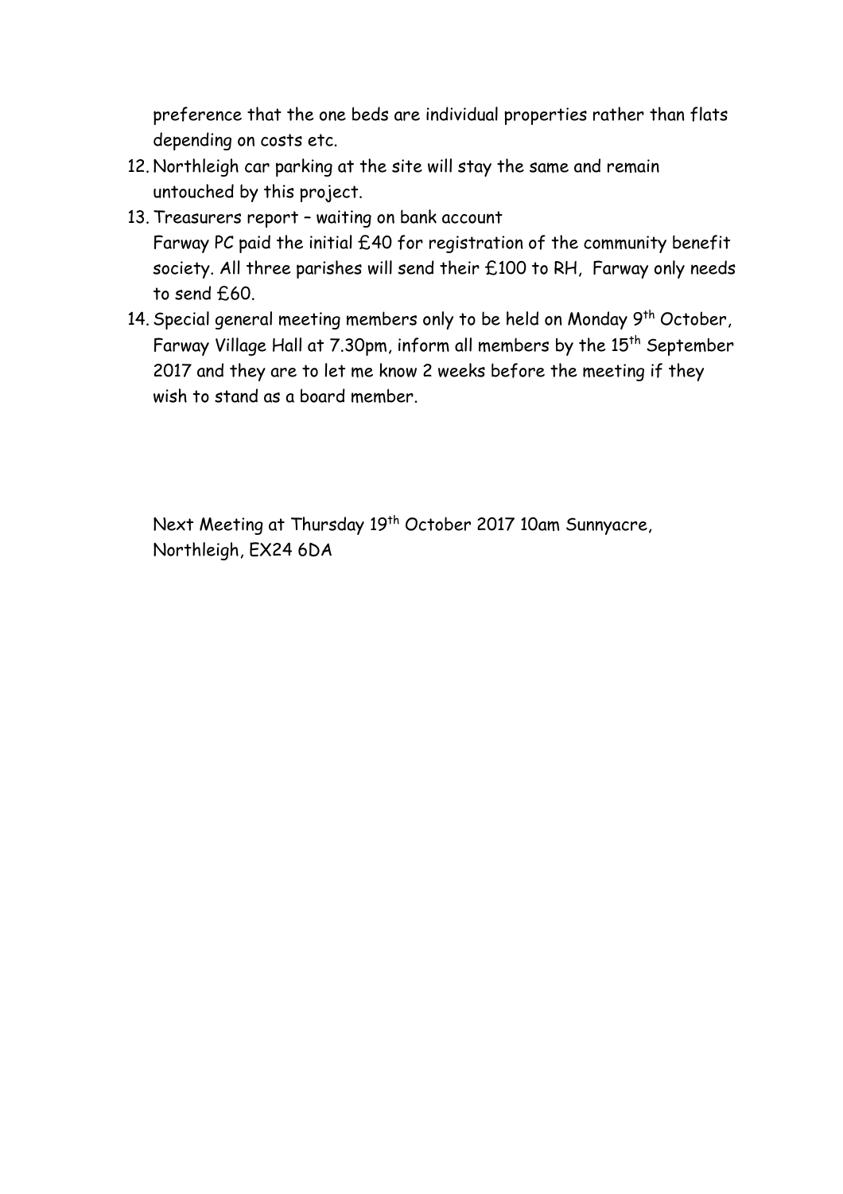preference that the one beds are individual properties rather than flats depending on costs etc.

12. Northleigh car parking at the site will stay the same and remain untouched by this project.
13. Treasurers report – waiting on bank account
    Farway PC paid the initial £40 for registration of the community benefit society. All three parishes will send their £100 to RH, Farway only needs to send £60.
14. Special general meeting members only to be held on Monday 9th October, Farway Village Hall at 7.30pm, inform all members by the 15th September 2017 and they are to let me know 2 weeks before the meeting if they wish to stand as a board member.

Next Meeting at Thursday 19th October 2017 10am Sunnyacre, Northleigh, EX24 6DA